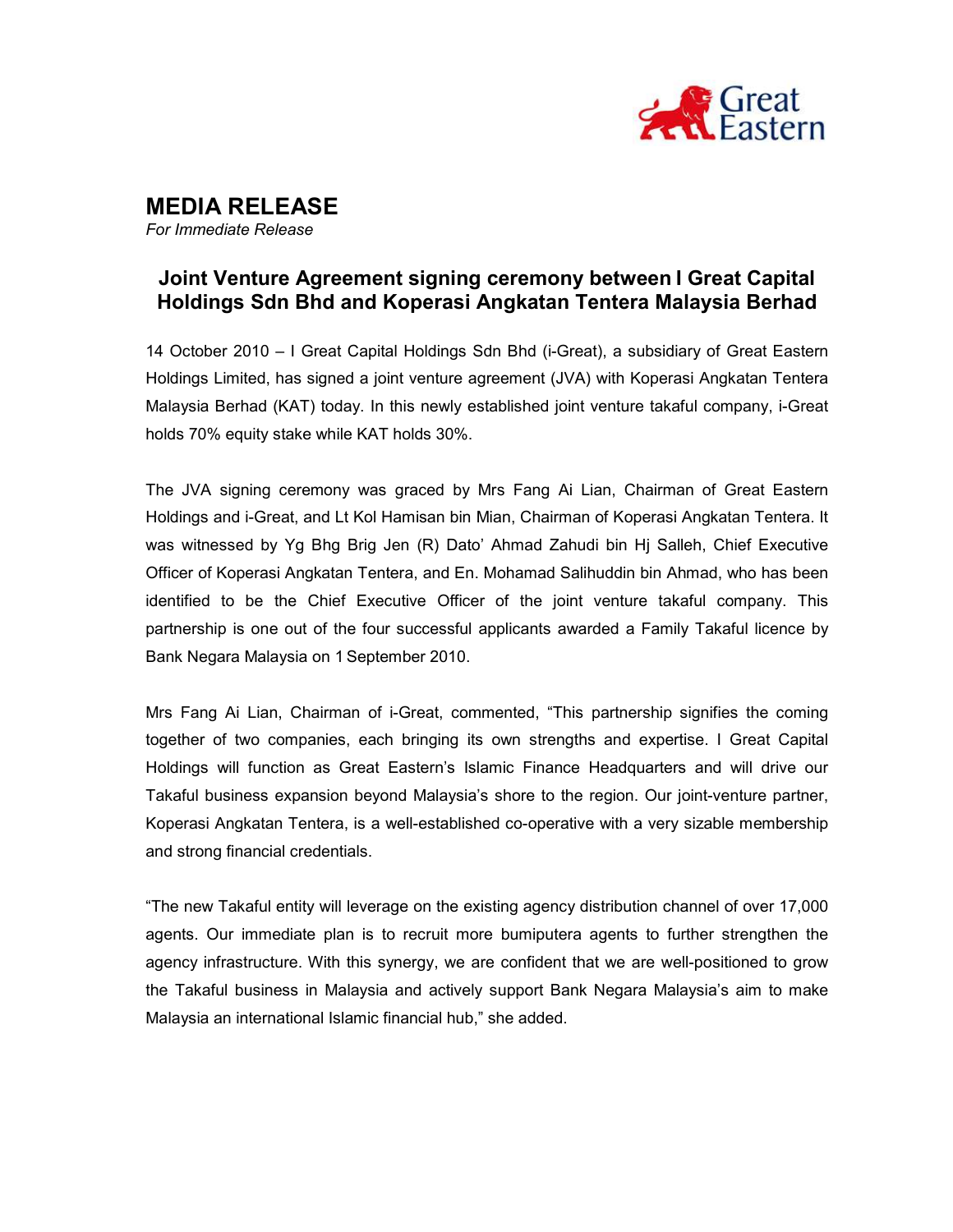# MEDIA RELEASE

*For Immediate Release*

## Joint Venture Agreement signing ceremony between I Great Capital Holdings Sdn Bhd and Koperasi Angkatan Tentera Malaysia Berhad

14 October 2010 – I Great Capital Holdings Sdn Bhd (i-Great), a subsidiary of Great Eastern Holdings Limited, has signed a joint venture agreement (JVA) with Koperasi Angkatan Tentera Malaysia Berhad (KAT) today. In this newly established joint venture takaful company, i-Great holds 70% equity stake while KAT holds 30%.

The JVA signing ceremony was graced by Mrs Fang Ai Lian, Chairman of Great Eastern Holdings and i-Great, and Lt Kol Hamisan bin Mian, Chairman of Koperasi Angkatan Tentera. It was witnessed by Yg Bhg Brig Jen (R) Dato' Ahmad Zahudi bin Hj Salleh, Chief Executive Officer of Koperasi Angkatan Tentera, and En. Mohamad Salihuddin bin Ahmad, who has been identified to be the Chief Executive Officer of the joint venture takaful company. This partnership is one out of the four successful applicants awarded a Family Takaful licence by Bank Negara Malaysia on 1 September 2010.

Mrs Fang Ai Lian, Chairman of i-Great, commented, "This partnership signifies the coming together of two companies, each bringing its own strengths and expertise. I Great Capital Holdings will function as Great Eastern's Islamic Finance Headquarters and will drive our Takaful business expansion beyond Malaysia's shore to the region. Our joint-venture partner, Koperasi Angkatan Tentera, is a well-established co-operative with a very sizable membership and strong financial credentials.

"The new Takaful entity will leverage on the existing agency distribution channel of over 17,000 agents. Our immediate plan is to recruit more bumiputera agents to further strengthen the agency infrastructure. With this synergy, we are confident that we are well-positioned to grow the Takaful business in Malaysia and actively support Bank Negara Malaysia's aim to make Malaysia an international Islamic financial hub," she added.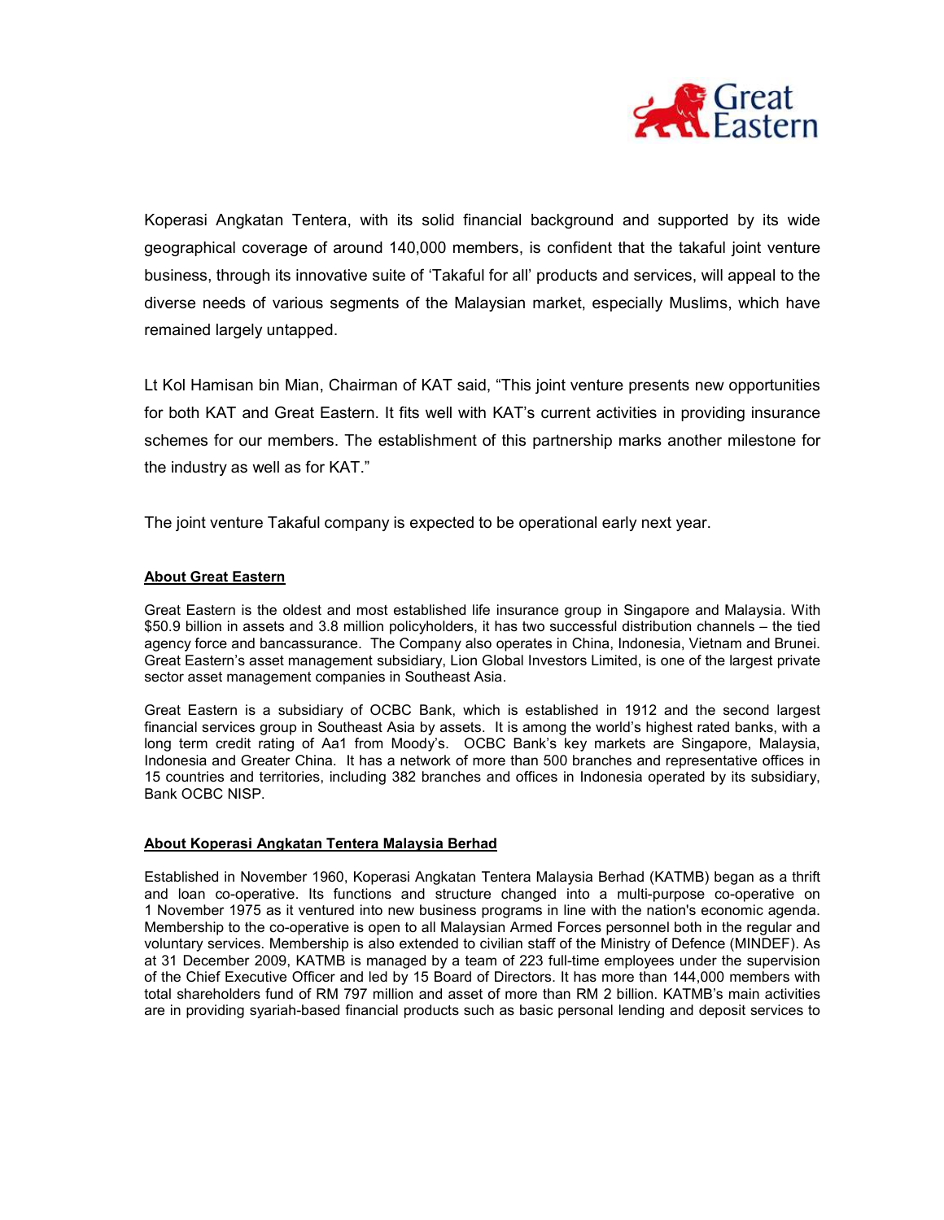Koperasi Angkatan Tentera, with its solid financial background and supported by its wide geographical coverage of around 140,000 members, is confident that the takaful joint venture business, through its innovative suite of 'Takaful for all' products and services, will appeal to the diverse needs of various segments of the Malaysian market, especially Muslims, which have remained largely untapped.

Lt Kol Hamisan bin Mian, Chairman of KAT said, "This joint venture presents new opportunities for both KAT and Great Eastern. It fits well with KAT's current activities in providing insurance schemes for our members. The establishment of this partnership marks another milestone for the industry as well as for KAT."

The joint venture Takaful company is expected to be operational early next year.

**About Great Eastern**

Great Eastern is the oldest and most established life insurance group in Singapore and Malaysia. With $50.9 billion in assets and 3.8 million policyholders, it has two successful distribution channels – the tied agency force and bancassurance. The Company also operates in China, Indonesia, Vietnam and Brunei. Great Eastern's asset management subsidiary, Lion Global Investors Limited, is one of the largest private sector asset management companies in Southeast Asia.

Great Eastern is a subsidiary of OCBC Bank, which is established in 1912 and the second largest financial services group in Southeast Asia by assets. It is among the world's highest rated banks, with a long term credit rating of Aa1 from Moody's. OCBC Bank's key markets are Singapore, Malaysia, Indonesia and Greater China. It has a network of more than 500 branches and representative offices in 15 countries and territories, including 382 branches and offices in Indonesia operated by its subsidiary, Bank OCBC NISP.

**About Koperasi Angkatan Tentera Malaysia Berhad**

Established in November 1960, Koperasi Angkatan Tentera Malaysia Berhad (KATMB) began as a thrift and loan co-operative. Its functions and structure changed into a multi-purpose co-operative on 1 November 1975 as it ventured into new business programs in line with the nation's economic agenda. Membership to the co-operative is open to all Malaysian Armed Forces personnel both in the regular and voluntary services. Membership is also extended to civilian staff of the Ministry of Defence (MINDEF). As at 31 December 2009, KATMB is managed by a team of 223 full-time employees under the supervision of the Chief Executive Officer and led by 15 Board of Directors. It has more than 144,000 members with total shareholders fund of RM 797 million and asset of more than RM 2 billion. KATMB's main activities are in providing syariah-based financial products such as basic personal lending and deposit services to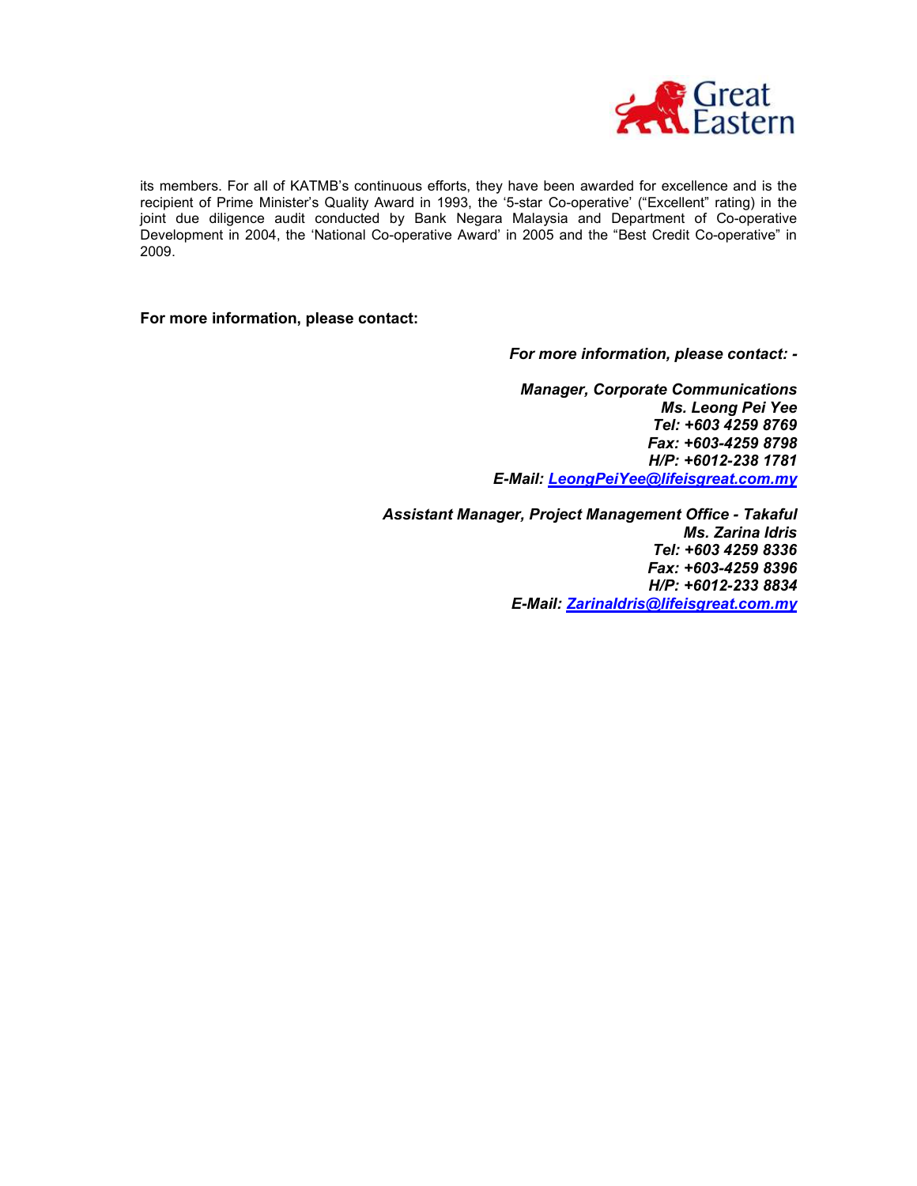its members. For all of KATMB's continuous efforts, they have been awarded for excellence and is the recipient of Prime Minister's Quality Award in 1993, the '5-star Co-operative' ("Excellent" rating) in the joint due diligence audit conducted by Bank Negara Malaysia and Department of Co-operative Development in 2004, the 'National Co-operative Award' in 2005 and the "Best Credit Co-operative" in 2009.

**For more information, please contact:**

***For more information, please contact: -***

***Manager, Corporate Communications***
***Ms. Leong Pei Yee***
***Tel: +603 4259 8769***
***Fax: +603-4259 8798***
***H/P: +6012-238 1781***
***E-Mail: LeongPeiYee@lifeisgreat.com.my***

***Assistant Manager, Project Management Office - Takaful***
***Ms. Zarina Idris***
***Tel: +603 4259 8336***
***Fax: +603-4259 8396***
***H/P: +6012-233 8834***
***E-Mail: ZarinaIdris@lifeisgreat.com.my***